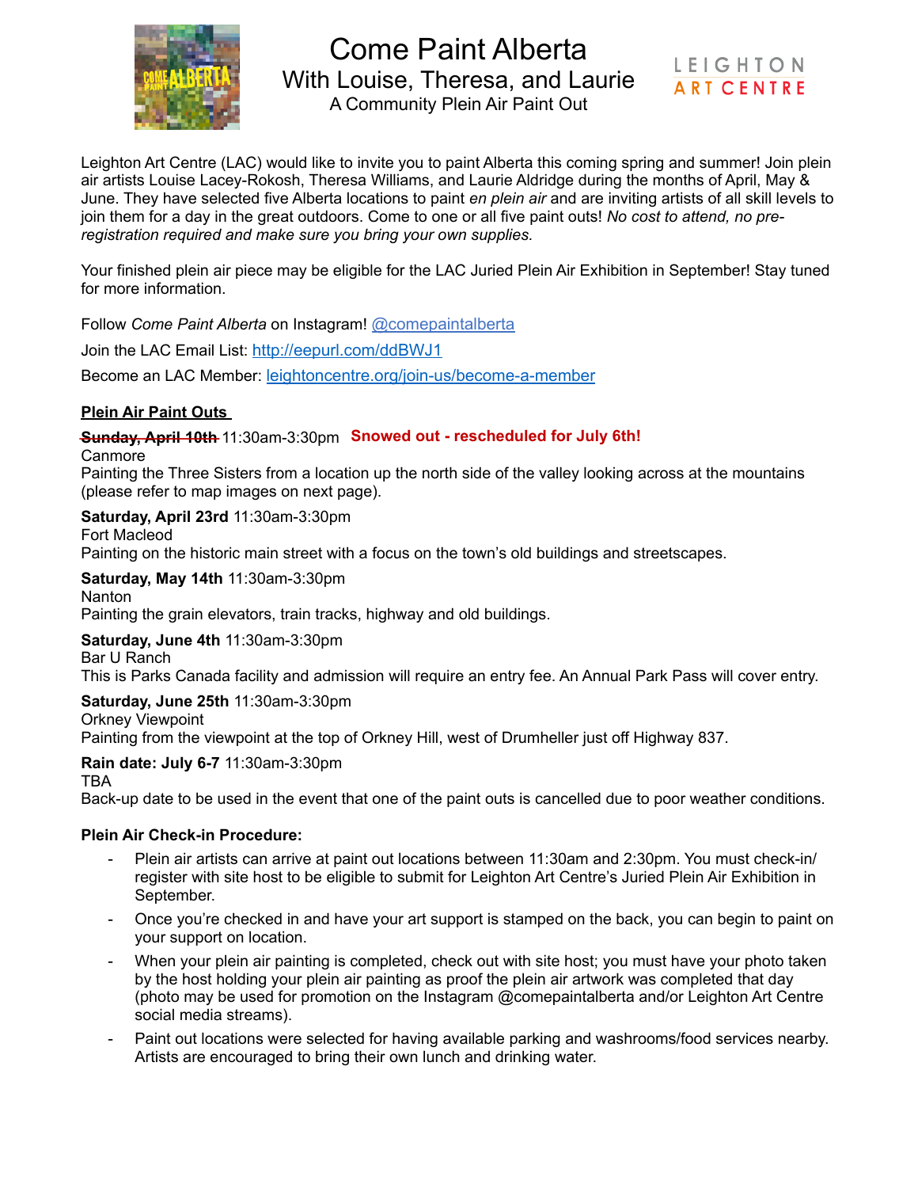# Come Paint Alberta

## With Louise, Theresa, and Laurie

A Community Plein Air Paint Out

LEIGHTON ART CENTRE

Leighton Art Centre (LAC) would like to invite you to paint Alberta this coming spring and summer! Join plein air artists Louise Lacey-Rokosh, Theresa Williams, and Laurie Aldridge during the months of April, May & June. They have selected five Alberta locations to paint *en plein air* and are inviting artists of all skill levels to join them for a day in the great outdoors. Come to one or all five paint outs! *No cost to attend, no pre-registration required and make sure you bring your own supplies.*

Your finished plein air piece may be eligible for the LAC Juried Plein Air Exhibition in September! Stay tuned for more information.

Follow *Come Paint Alberta* on Instagram! @comepaintalberta

Join the LAC Email List: http://eepurl.com/ddBWJ1

Become an LAC Member: leightoncentre.org/join-us/become-a-member

**Plein Air Paint Outs**

~~**Sunday, April 10th**~~ 11:30am-3:30pm **Snowed out - rescheduled for July 6th!**
Canmore
Painting the Three Sisters from a location up the north side of the valley looking across at the mountains (please refer to map images on next page).

**Saturday, April 23rd** 11:30am-3:30pm
Fort Macleod
Painting on the historic main street with a focus on the town's old buildings and streetscapes.

**Saturday, May 14th** 11:30am-3:30pm
Nanton
Painting the grain elevators, train tracks, highway and old buildings.

**Saturday, June 4th** 11:30am-3:30pm
Bar U Ranch
This is Parks Canada facility and admission will require an entry fee. An Annual Park Pass will cover entry.

**Saturday, June 25th** 11:30am-3:30pm
Orkney Viewpoint
Painting from the viewpoint at the top of Orkney Hill, west of Drumheller just off Highway 837.

**Rain date: July 6-7** 11:30am-3:30pm
TBA
Back-up date to be used in the event that one of the paint outs is cancelled due to poor weather conditions.

**Plein Air Check-in Procedure:**

- Plein air artists can arrive at paint out locations between 11:30am and 2:30pm. You must check-in/register with site host to be eligible to submit for Leighton Art Centre's Juried Plein Air Exhibition in September.
- Once you're checked in and have your art support is stamped on the back, you can begin to paint on your support on location.
- When your plein air painting is completed, check out with site host; you must have your photo taken by the host holding your plein air painting as proof the plein air artwork was completed that day (photo may be used for promotion on the Instagram @comepaintalberta and/or Leighton Art Centre social media streams).
- Paint out locations were selected for having available parking and washrooms/food services nearby. Artists are encouraged to bring their own lunch and drinking water.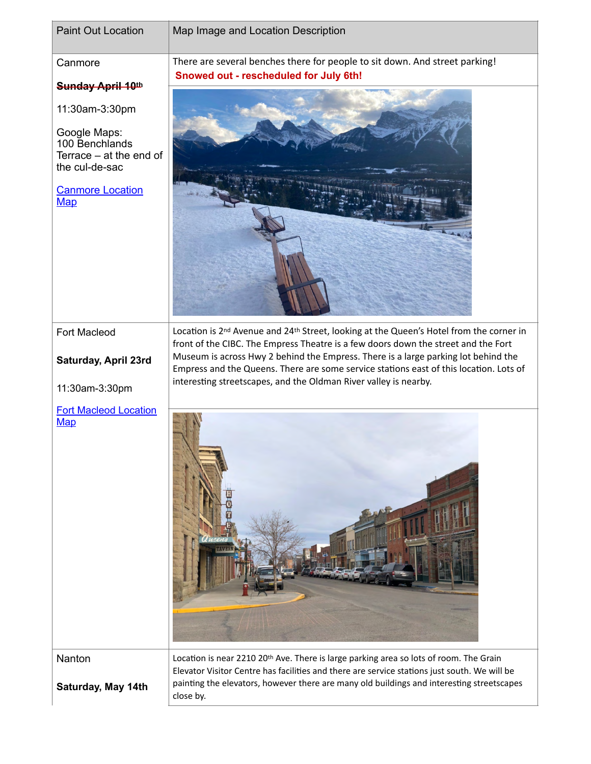| Paint Out Location | Map Image and Location Description |
| --- | --- |
| Canmore<br><br>~~**Sunday April 10th**~~<br><br>11:30am-3:30pm<br><br>Google Maps: 100 Benchlands Terrace – at the end of the cul-de-sac<br><br>[Canmore Location Map]() | There are several benches there for people to sit down. And street parking!<br>**Snowed out - rescheduled for July 6th!** |
| Fort Macleod<br><br>**Saturday, April 23rd**<br><br>11:30am-3:30pm<br><br>[Fort Macleod Location Map]() | Location is 2nd Avenue and 24th Street, looking at the Queen's Hotel from the corner in front of the CIBC. The Empress Theatre is a few doors down the street and the Fort Museum is across Hwy 2 behind the Empress. There is a large parking lot behind the Empress and the Queens. There are some service stations east of this location. Lots of interesting streetscapes, and the Oldman River valley is nearby. |
| Nanton<br><br>**Saturday, May 14th** | Location is near 2210 20th Ave. There is large parking area so lots of room. The Grain Elevator Visitor Centre has facilities and there are service stations just south. We will be painting the elevators, however there are many old buildings and interesting streetscapes close by. |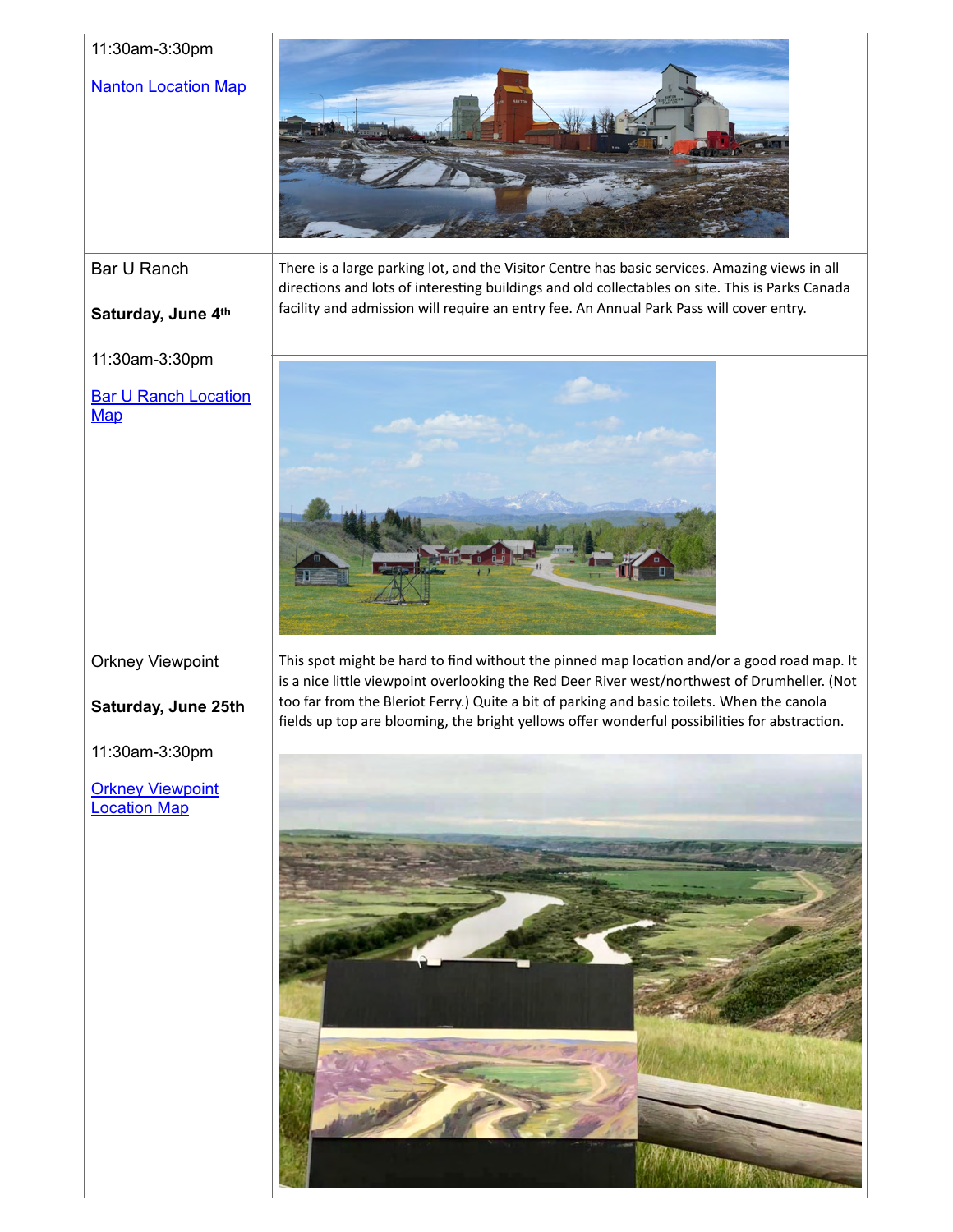| | |
|---|---|
| 11:30am-3:30pm<br><br>Nanton Location Map | |
| Bar U Ranch<br><br>**Saturday, June 4th**<br><br>11:30am-3:30pm<br><br>Bar U Ranch Location Map | There is a large parking lot, and the Visitor Centre has basic services. Amazing views in all directions and lots of interesting buildings and old collectables on site. This is Parks Canada facility and admission will require an entry fee. An Annual Park Pass will cover entry. |
| Orkney Viewpoint<br><br>**Saturday, June 25th**<br><br>11:30am-3:30pm<br><br>Orkney Viewpoint Location Map | This spot might be hard to find without the pinned map location and/or a good road map. It is a nice little viewpoint overlooking the Red Deer River west/northwest of Drumheller. (Not too far from the Bleriot Ferry.) Quite a bit of parking and basic toilets. When the canola fields up top are blooming, the bright yellows offer wonderful possibilities for abstraction. |